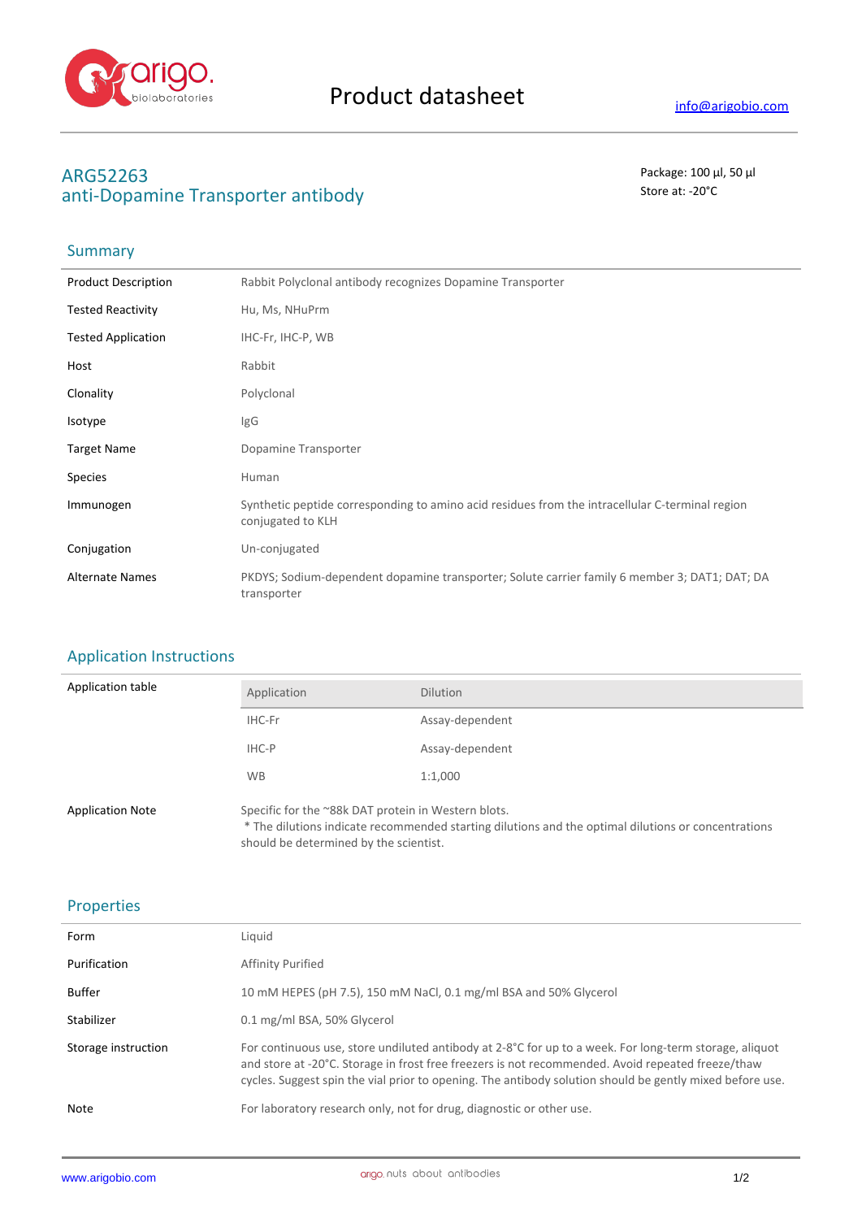# Product datasheet

info@arigobio.com

## ARG52263
## anti-Dopamine Transporter antibody

Package: 100 μl, 50 μl
Store at: -20°C

### Summary

| | |
|---|---|
| Product Description | Rabbit Polyclonal antibody recognizes Dopamine Transporter |
| Tested Reactivity | Hu, Ms, NHuPrm |
| Tested Application | IHC-Fr, IHC-P, WB |
| Host | Rabbit |
| Clonality | Polyclonal |
| Isotype | IgG |
| Target Name | Dopamine Transporter |
| Species | Human |
| Immunogen | Synthetic peptide corresponding to amino acid residues from the intracellular C-terminal region conjugated to KLH |
| Conjugation | Un-conjugated |
| Alternate Names | PKDYS; Sodium-dependent dopamine transporter; Solute carrier family 6 member 3; DAT1; DAT; DA transporter |

### Application Instructions

Application table

| Application | Dilution |
|---|---|
| IHC-Fr | Assay-dependent |
| IHC-P | Assay-dependent |
| WB | 1:1,000 |

Application Note: Specific for the ~88k DAT protein in Western blots.
* The dilutions indicate recommended starting dilutions and the optimal dilutions or concentrations should be determined by the scientist.

### Properties

| | |
|---|---|
| Form | Liquid |
| Purification | Affinity Purified |
| Buffer | 10 mM HEPES (pH 7.5), 150 mM NaCl, 0.1 mg/ml BSA and 50% Glycerol |
| Stabilizer | 0.1 mg/ml BSA, 50% Glycerol |
| Storage instruction | For continuous use, store undiluted antibody at 2-8°C for up to a week. For long-term storage, aliquot and store at -20°C. Storage in frost free freezers is not recommended. Avoid repeated freeze/thaw cycles. Suggest spin the vial prior to opening. The antibody solution should be gently mixed before use. |
| Note | For laboratory research only, not for drug, diagnostic or other use. |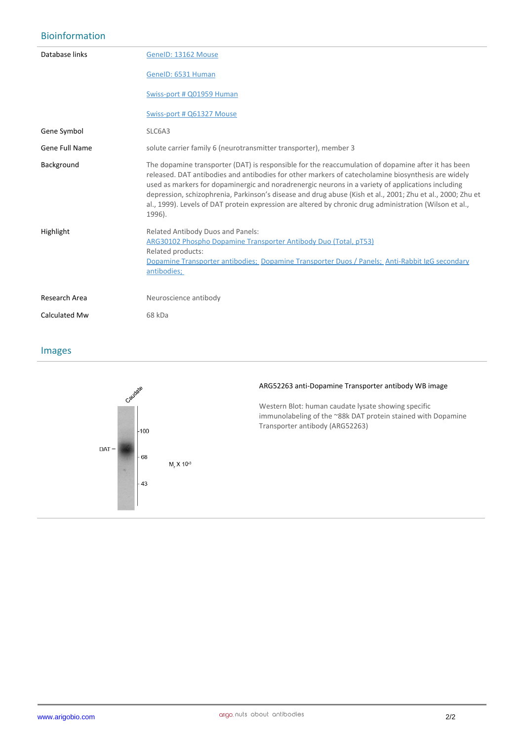## Bioinformation

| | |
|---|---|
| Database links | GeneID: 13162 Mouse<br><br>GeneID: 6531 Human<br><br>Swiss-port # Q01959 Human<br><br>Swiss-port # Q61327 Mouse |
| Gene Symbol | SLC6A3 |
| Gene Full Name | solute carrier family 6 (neurotransmitter transporter), member 3 |
| Background | The dopamine transporter (DAT) is responsible for the reaccumulation of dopamine after it has been released. DAT antibodies and antibodies for other markers of catecholamine biosynthesis are widely used as markers for dopaminergic and noradrenergic neurons in a variety of applications including depression, schizophrenia, Parkinson's disease and drug abuse (Kish et al., 2001; Zhu et al., 2000; Zhu et al., 1999). Levels of DAT protein expression are altered by chronic drug administration (Wilson et al., 1996). |
| Highlight | Related Antibody Duos and Panels:<br>ARG30102 Phospho Dopamine Transporter Antibody Duo (Total, pT53)<br>Related products:<br>Dopamine Transporter antibodies; Dopamine Transporter Duos / Panels; Anti-Rabbit IgG secondary antibodies; |
| Research Area | Neuroscience antibody |
| Calculated Mw | 68 kDa |

## Images

Caudate

DAT –

100

68

43

$M_r$ X $10^{-3}$

ARG52263 anti-Dopamine Transporter antibody WB image

Western Blot: human caudate lysate showing specific immunolabeling of the ~88k DAT protein stained with Dopamine Transporter antibody (ARG52263)